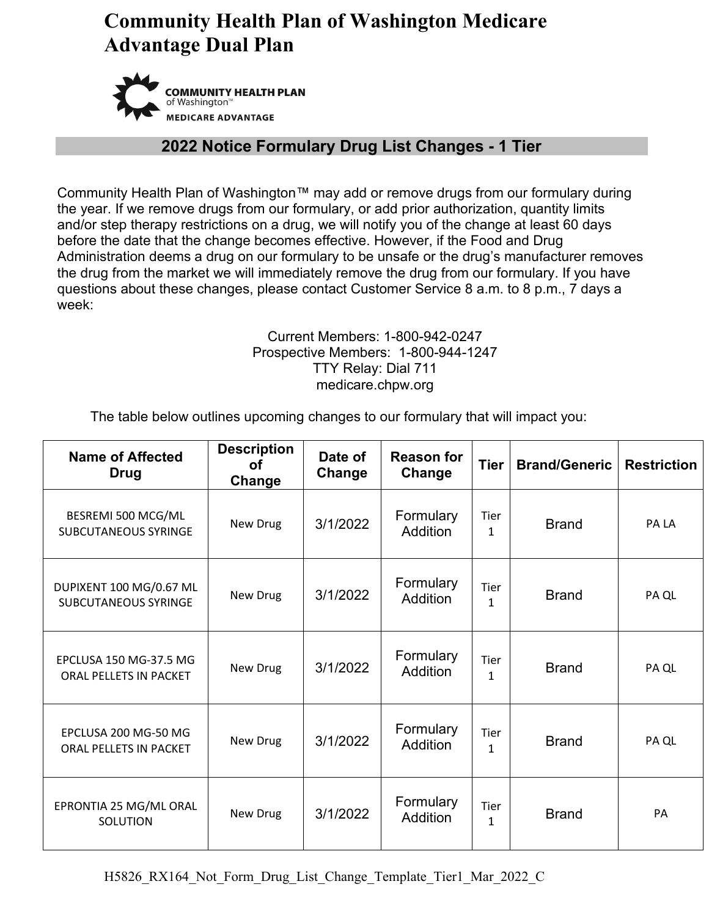# Community Health Plan of Washington Medicare Advantage Dual Plan

COMMUNITY HEALTH PLAN of Washington™ MEDICARE ADVANTAGE

## 2022 Notice Formulary Drug List Changes - 1 Tier

Community Health Plan of Washington™ may add or remove drugs from our formulary during the year. If we remove drugs from our formulary, or add prior authorization, quantity limits and/or step therapy restrictions on a drug, we will notify you of the change at least 60 days before the date that the change becomes effective. However, if the Food and Drug Administration deems a drug on our formulary to be unsafe or the drug's manufacturer removes the drug from the market we will immediately remove the drug from our formulary. If you have questions about these changes, please contact Customer Service 8 a.m. to 8 p.m., 7 days a week:

Current Members: 1-800-942-0247
Prospective Members: 1-800-944-1247
TTY Relay: Dial 711
medicare.chpw.org

The table below outlines upcoming changes to our formulary that will impact you:

| Name of Affected Drug | Description of Change | Date of Change | Reason for Change | Tier | Brand/Generic | Restriction |
|---|---|---|---|---|---|---|
| BESREMI 500 MCG/ML SUBCUTANEOUS SYRINGE | New Drug | 3/1/2022 | Formulary Addition | Tier 1 | Brand | PA LA |
| DUPIXENT 100 MG/0.67 ML SUBCUTANEOUS SYRINGE | New Drug | 3/1/2022 | Formulary Addition | Tier 1 | Brand | PA QL |
| EPCLUSA 150 MG-37.5 MG ORAL PELLETS IN PACKET | New Drug | 3/1/2022 | Formulary Addition | Tier 1 | Brand | PA QL |
| EPCLUSA 200 MG-50 MG ORAL PELLETS IN PACKET | New Drug | 3/1/2022 | Formulary Addition | Tier 1 | Brand | PA QL |
| EPRONTIA 25 MG/ML ORAL SOLUTION | New Drug | 3/1/2022 | Formulary Addition | Tier 1 | Brand | PA |

H5826_RX164_Not_Form_Drug_List_Change_Template_Tier1_Mar_2022_C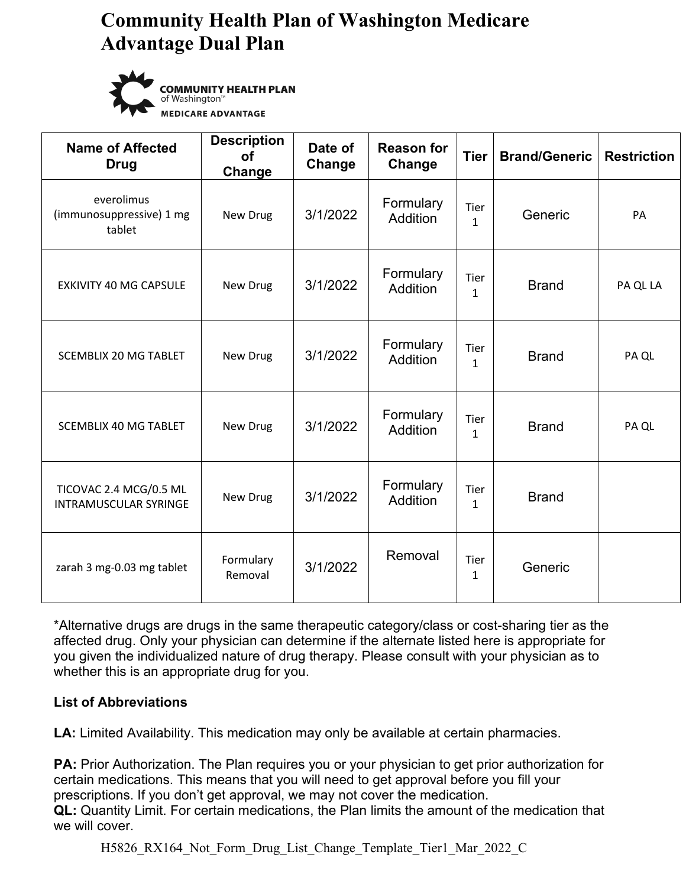# Community Health Plan of Washington Medicare Advantage Dual Plan

| Name of Affected Drug | Description of Change | Date of Change | Reason for Change | Tier | Brand/Generic | Restriction |
|---|---|---|---|---|---|---|
| everolimus (immunosuppressive) 1 mg tablet | New Drug | 3/1/2022 | Formulary Addition | Tier 1 | Generic | PA |
| EXKIVITY 40 MG CAPSULE | New Drug | 3/1/2022 | Formulary Addition | Tier 1 | Brand | PA QL LA |
| SCEMBLIX 20 MG TABLET | New Drug | 3/1/2022 | Formulary Addition | Tier 1 | Brand | PA QL |
| SCEMBLIX 40 MG TABLET | New Drug | 3/1/2022 | Formulary Addition | Tier 1 | Brand | PA QL |
| TICOVAC 2.4 MCG/0.5 ML INTRAMUSCULAR SYRINGE | New Drug | 3/1/2022 | Formulary Addition | Tier 1 | Brand | |
| zarah 3 mg-0.03 mg tablet | Formulary Removal | 3/1/2022 | Removal | Tier 1 | Generic | |

*Alternative drugs are drugs in the same therapeutic category/class or cost-sharing tier as the affected drug. Only your physician can determine if the alternate listed here is appropriate for you given the individualized nature of drug therapy. Please consult with your physician as to whether this is an appropriate drug for you.

**List of Abbreviations**

**LA:** Limited Availability. This medication may only be available at certain pharmacies.

**PA:** Prior Authorization. The Plan requires you or your physician to get prior authorization for certain medications. This means that you will need to get approval before you fill your prescriptions. If you don't get approval, we may not cover the medication.

**QL:** Quantity Limit. For certain medications, the Plan limits the amount of the medication that we will cover.

H5826_RX164_Not_Form_Drug_List_Change_Template_Tier1_Mar_2022_C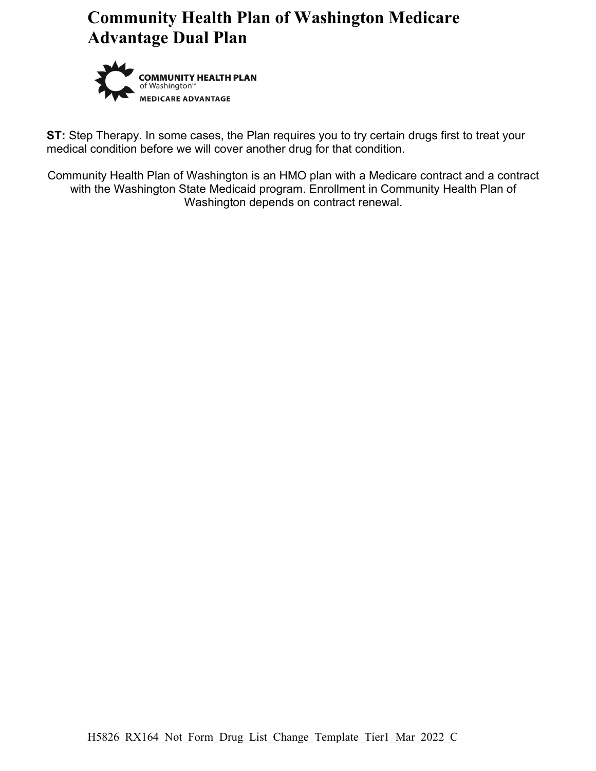# Community Health Plan of Washington Medicare Advantage Dual Plan

COMMUNITY HEALTH PLAN of Washington™ MEDICARE ADVANTAGE

**ST:** Step Therapy. In some cases, the Plan requires you to try certain drugs first to treat your medical condition before we will cover another drug for that condition.

Community Health Plan of Washington is an HMO plan with a Medicare contract and a contract with the Washington State Medicaid program. Enrollment in Community Health Plan of Washington depends on contract renewal.

H5826_RX164_Not_Form_Drug_List_Change_Template_Tier1_Mar_2022_C